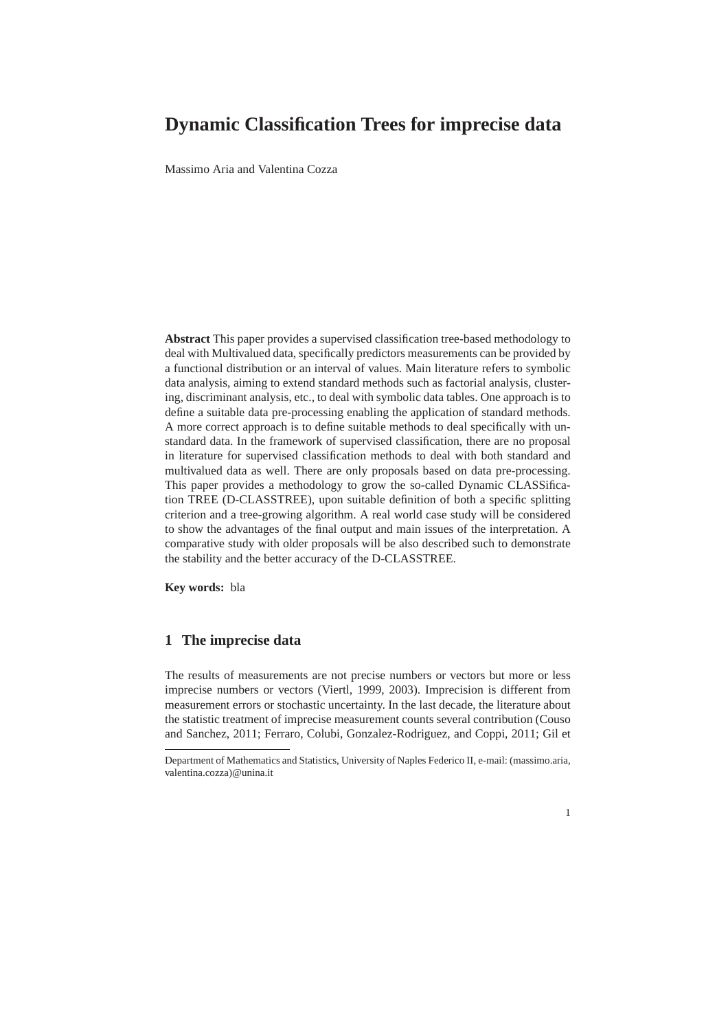# Dynamic Classification Trees for imprecise data

Massimo Aria and Valentina Cozza

**Abstract** This paper provides a supervised classification tree-based methodology to deal with Multivalued data, specifically predictors measurements can be provided by a functional distribution or an interval of values. Main literature refers to symbolic data analysis, aiming to extend standard methods such as factorial analysis, clustering, discriminant analysis, etc., to deal with symbolic data tables. One approach is to define a suitable data pre-processing enabling the application of standard methods. A more correct approach is to define suitable methods to deal specifically with unstandard data. In the framework of supervised classification, there are no proposal in literature for supervised classification methods to deal with both standard and multivalued data as well. There are only proposals based on data pre-processing. This paper provides a methodology to grow the so-called Dynamic CLASSification TREE (D-CLASSTREE), upon suitable definition of both a specific splitting criterion and a tree-growing algorithm. A real world case study will be considered to show the advantages of the final output and main issues of the interpretation. A comparative study with older proposals will be also described such to demonstrate the stability and the better accuracy of the D-CLASSTREE.

**Key words:** bla

## 1 The imprecise data

The results of measurements are not precise numbers or vectors but more or less imprecise numbers or vectors (Viertl, 1999, 2003). Imprecision is different from measurement errors or stochastic uncertainty. In the last decade, the literature about the statistic treatment of imprecise measurement counts several contribution (Couso and Sanchez, 2011; Ferraro, Colubi, Gonzalez-Rodriguez, and Coppi, 2011; Gil et

---

Department of Mathematics and Statistics, University of Naples Federico II, e-mail: (massimo.aria, valentina.cozza)@unina.it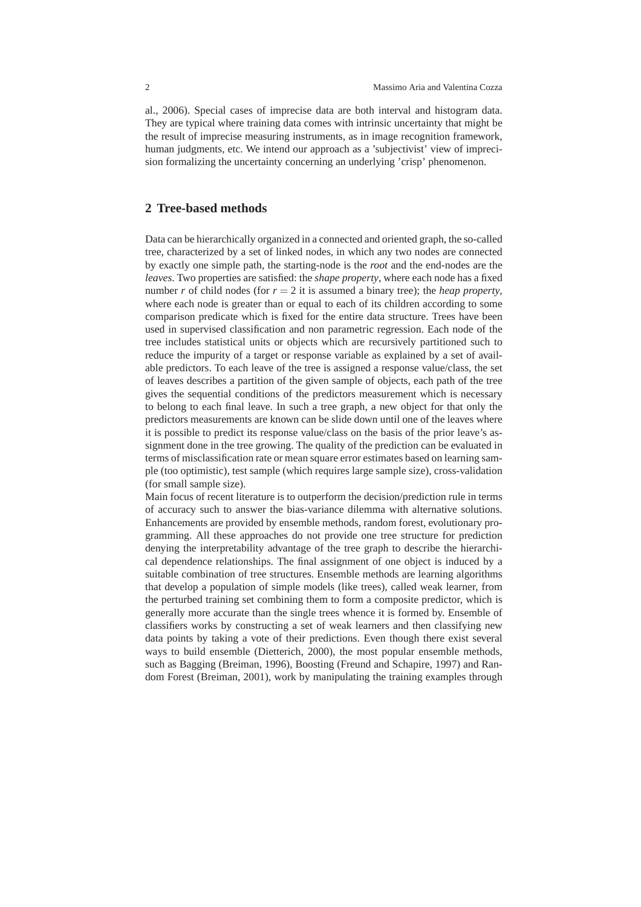al., 2006). Special cases of imprecise data are both interval and histogram data. They are typical where training data comes with intrinsic uncertainty that might be the result of imprecise measuring instruments, as in image recognition framework, human judgments, etc. We intend our approach as a 'subjectivist' view of imprecision formalizing the uncertainty concerning an underlying 'crisp' phenomenon.

## 2 Tree-based methods

Data can be hierarchically organized in a connected and oriented graph, the so-called tree, characterized by a set of linked nodes, in which any two nodes are connected by exactly one simple path, the starting-node is the *root* and the end-nodes are the *leaves*. Two properties are satisfied: the *shape property*, where each node has a fixed number $r$ of child nodes (for $r = 2$ it is assumed a binary tree); the *heap property*, where each node is greater than or equal to each of its children according to some comparison predicate which is fixed for the entire data structure. Trees have been used in supervised classification and non parametric regression. Each node of the tree includes statistical units or objects which are recursively partitioned such to reduce the impurity of a target or response variable as explained by a set of available predictors. To each leave of the tree is assigned a response value/class, the set of leaves describes a partition of the given sample of objects, each path of the tree gives the sequential conditions of the predictors measurement which is necessary to belong to each final leave. In such a tree graph, a new object for that only the predictors measurements are known can be slide down until one of the leaves where it is possible to predict its response value/class on the basis of the prior leave's assignment done in the tree growing. The quality of the prediction can be evaluated in terms of misclassification rate or mean square error estimates based on learning sample (too optimistic), test sample (which requires large sample size), cross-validation (for small sample size).

Main focus of recent literature is to outperform the decision/prediction rule in terms of accuracy such to answer the bias-variance dilemma with alternative solutions. Enhancements are provided by ensemble methods, random forest, evolutionary programming. All these approaches do not provide one tree structure for prediction denying the interpretability advantage of the tree graph to describe the hierarchical dependence relationships. The final assignment of one object is induced by a suitable combination of tree structures. Ensemble methods are learning algorithms that develop a population of simple models (like trees), called weak learner, from the perturbed training set combining them to form a composite predictor, which is generally more accurate than the single trees whence it is formed by. Ensemble of classifiers works by constructing a set of weak learners and then classifying new data points by taking a vote of their predictions. Even though there exist several ways to build ensemble (Dietterich, 2000), the most popular ensemble methods, such as Bagging (Breiman, 1996), Boosting (Freund and Schapire, 1997) and Random Forest (Breiman, 2001), work by manipulating the training examples through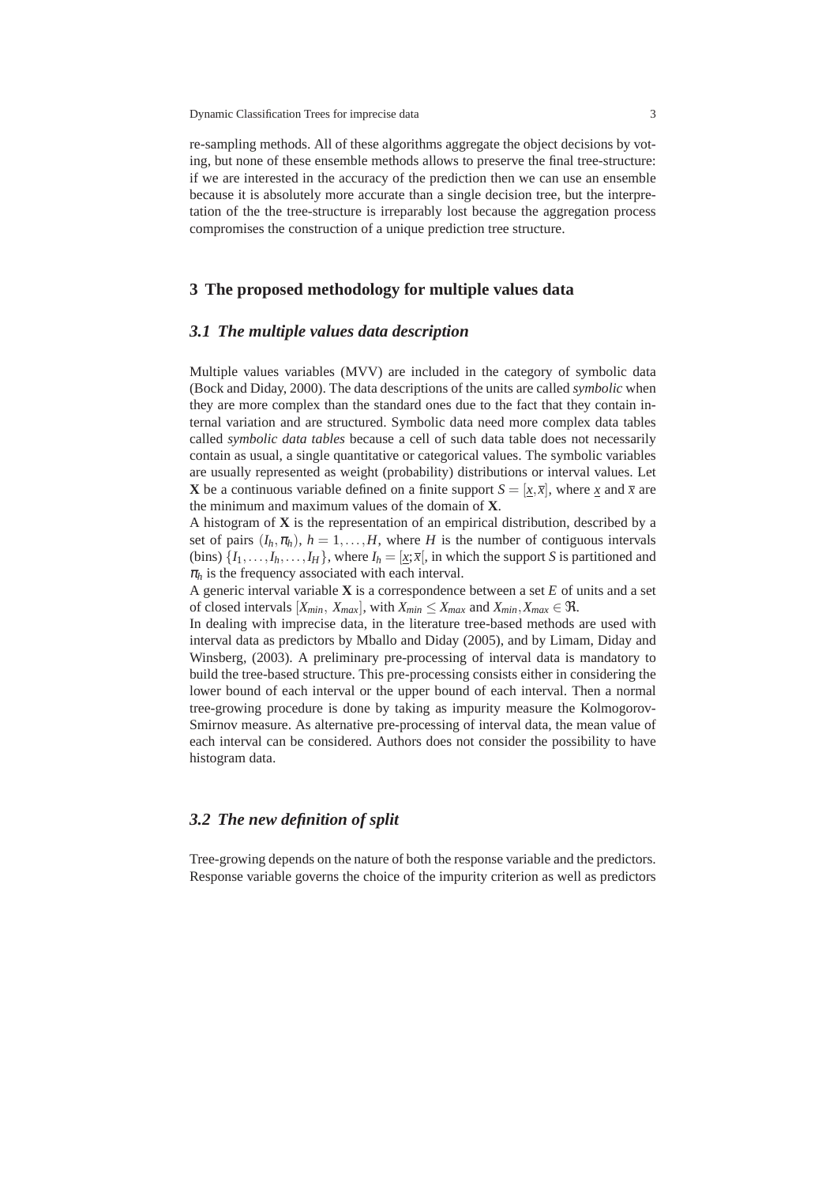re-sampling methods. All of these algorithms aggregate the object decisions by voting, but none of these ensemble methods allows to preserve the final tree-structure: if we are interested in the accuracy of the prediction then we can use an ensemble because it is absolutely more accurate than a single decision tree, but the interpretation of the the tree-structure is irreparably lost because the aggregation process compromises the construction of a unique prediction tree structure.

## 3 The proposed methodology for multiple values data

### *3.1 The multiple values data description*

Multiple values variables (MVV) are included in the category of symbolic data (Bock and Diday, 2000). The data descriptions of the units are called *symbolic* when they are more complex than the standard ones due to the fact that they contain internal variation and are structured. Symbolic data need more complex data tables called *symbolic data tables* because a cell of such data table does not necessarily contain as usual, a single quantitative or categorical values. The symbolic variables are usually represented as weight (probability) distributions or interval values. Let $\mathbf{X}$ be a continuous variable defined on a finite support $S = [\underline{x}, \overline{x}]$, where $\underline{x}$ and $\overline{x}$ are the minimum and maximum values of the domain of $\mathbf{X}$.

A histogram of $\mathbf{X}$ is the representation of an empirical distribution, described by a set of pairs $(I_h, \pi_h)$, $h = 1, \ldots, H$, where $H$ is the number of contiguous intervals (bins) $\{I_1, \ldots, I_h, \ldots, I_H\}$, where $I_h = [\underline{x}; \overline{x}[$, in which the support $S$ is partitioned and $\pi_h$ is the frequency associated with each interval.

A generic interval variable $\mathbf{X}$ is a correspondence between a set $E$ of units and a set of closed intervals $[X_{min},\ X_{max}]$, with $X_{min} \leq X_{max}$ and $X_{min}, X_{max} \in \Re$.

In dealing with imprecise data, in the literature tree-based methods are used with interval data as predictors by Mballo and Diday (2005), and by Limam, Diday and Winsberg, (2003). A preliminary pre-processing of interval data is mandatory to build the tree-based structure. This pre-processing consists either in considering the lower bound of each interval or the upper bound of each interval. Then a normal tree-growing procedure is done by taking as impurity measure the Kolmogorov-Smirnov measure. As alternative pre-processing of interval data, the mean value of each interval can be considered. Authors does not consider the possibility to have histogram data.

### *3.2 The new definition of split*

Tree-growing depends on the nature of both the response variable and the predictors. Response variable governs the choice of the impurity criterion as well as predictors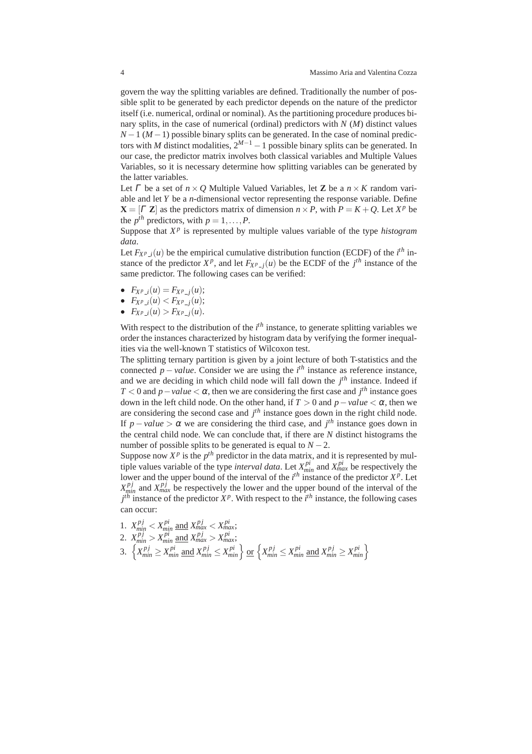govern the way the splitting variables are defined. Traditionally the number of possible split to be generated by each predictor depends on the nature of the predictor itself (i.e. numerical, ordinal or nominal). As the partitioning procedure produces binary splits, in the case of numerical (ordinal) predictors with $N$ ($M$) distinct values $N-1$ ($M-1$) possible binary splits can be generated. In the case of nominal predictors with $M$ distinct modalities, $2^{M-1}-1$ possible binary splits can be generated. In our case, the predictor matrix involves both classical variables and Multiple Values Variables, so it is necessary determine how splitting variables can be generated by the latter variables.

Let $\Gamma$ be a set of $n \times Q$ Multiple Valued Variables, let $\mathbf{Z}$ be a $n \times K$ random variable and let $Y$ be a $n$-dimensional vector representing the response variable. Define $\mathbf{X} = [\Gamma \ \mathbf{Z}]$ as the predictors matrix of dimension $n \times P$, with $P = K + Q$. Let $X^p$ be the $p^{th}$ predictors, with $p = 1, \ldots, P$.

Suppose that $X^p$ is represented by multiple values variable of the type *histogram data*.

Let $F_{X^p\_i}(u)$ be the empirical cumulative distribution function (ECDF) of the $i^{th}$ instance of the predictor $X^p$, and let $F_{X^p\_j}(u)$ be the ECDF of the $j^{th}$ instance of the same predictor. The following cases can be verified:

- $F_{X^p\_i}(u) = F_{X^p\_j}(u)$;
- $F_{X^p\_i}(u) < F_{X^p\_j}(u)$;
- $F_{X^p\_i}(u) > F_{X^p\_j}(u)$.

With respect to the distribution of the $i^{th}$ instance, to generate splitting variables we order the instances characterized by histogram data by verifying the former inequalities via the well-known T statistics of Wilcoxon test.

The splitting ternary partition is given by a joint lecture of both T-statistics and the connected $p-value$. Consider we are using the $i^{th}$ instance as reference instance, and we are deciding in which child node will fall down the $j^{th}$ instance. Indeed if $T < 0$ and $p-value < \alpha$, then we are considering the first case and $j^{th}$ instance goes down in the left child node. On the other hand, if $T > 0$ and $p-value < \alpha$, then we are considering the second case and $j^{th}$ instance goes down in the right child node. If $p-value > \alpha$ we are considering the third case, and $j^{th}$ instance goes down in the central child node. We can conclude that, if there are $N$ distinct histograms the number of possible splits to be generated is equal to $N-2$.

Suppose now $X^p$ is the $p^{th}$ predictor in the data matrix, and it is represented by multiple values variable of the type *interval data*. Let $X^{pi}_{min}$ and $X^{pi}_{max}$ be respectively the lower and the upper bound of the interval of the $i^{th}$ instance of the predictor $X^p$. Let $X^{pj}_{min}$ and $X^{pj}_{max}$ be respectively the lower and the upper bound of the interval of the $j^{th}$ instance of the predictor $X^p$. With respect to the $i^{th}$ instance, the following cases can occur:

1. $X^{pj}_{min} < X^{pi}_{min}$ and $X^{pj}_{max} < X^{pi}_{max}$;
2. $X^{pj}_{min} > X^{pi}_{min}$ and $X^{pj}_{max} > X^{pi}_{max}$;
3. $\left\{ X^{pj}_{min} \geq X^{pi}_{min} \text{ and } X^{pj}_{min} \leq X^{pi}_{min} \right\}$ or $\left\{ X^{pj}_{min} \leq X^{pi}_{min} \text{ and } X^{pj}_{min} \geq X^{pi}_{min} \right\}$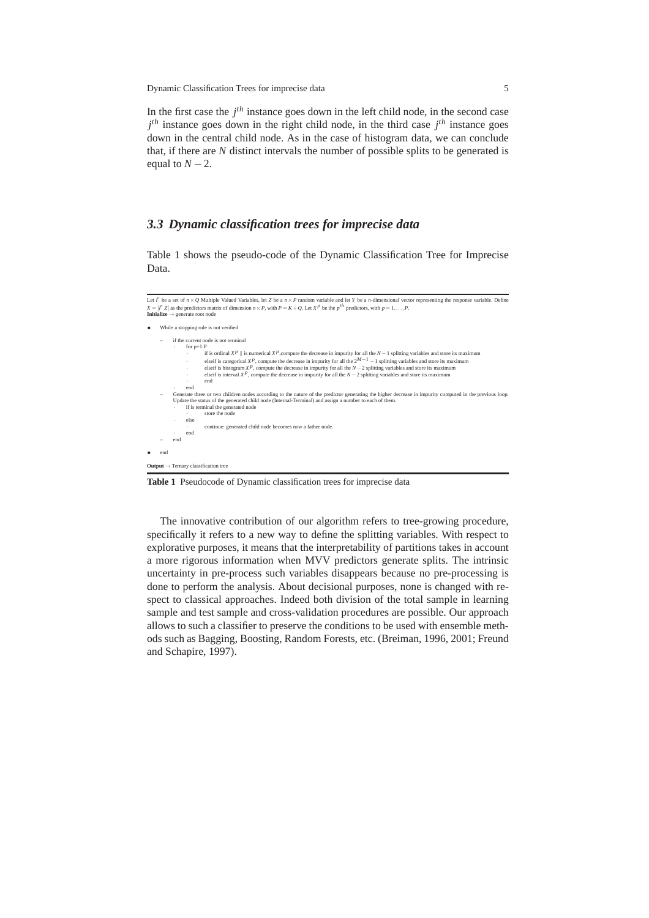In the first case the $j^{th}$ instance goes down in the left child node, in the second case $j^{th}$ instance goes down in the right child node, in the third case $j^{th}$ instance goes down in the central child node. As in the case of histogram data, we can conclude that, if there are $N$ distinct intervals the number of possible splits to be generated is equal to $N-2$.

### *3.3 Dynamic classification trees for imprecise data*

Table 1 shows the pseudo-code of the Dynamic Classification Tree for Imprecise Data.

---

Let $\Gamma$ be a set of $n \times Q$ Multiple Valued Variables, let $Z$ be a $n \times P$ random variable and let $Y$ be a $n$-dimensional vector representing the response variable. Define $X = [\Gamma\ Z]$ as the predictors matrix of dimension $n \times P$, with $P = K + Q$. Let $X^p$ be the $p^{th}$ predictors, with $p = 1, \ldots, P$.
**Initialize** $\rightarrow$ generate root node

- While a stopping rule is not verified
  - if the current node is not terminal
    - for p=1:P
      - if is ordinal $X^p$ || is numerical $X^p$, compute the decrease in impurity for all the $N-1$ splitting variables and store its maximum
      - elseif is categorical $X^p$, compute the decrease in impurity for all the $2^{M-1}-1$ splitting variables and store its maximum
      - elseif is histogram $X^p$, compute the decrease in impurity for all the $N-2$ splitting variables and store its maximum
      - elseif is interval $X^p$, compute the decrease in impurity for all the $N-2$ splitting variables and store its maximum
      - end
    - end
  - Generate three or two children nodes according to the nature of the predictor generating the higher decrease in impurity computed in the previous loop. Update the status of the generated child node (Internal-Terminal) and assign a number to each of them.
    - if is terminal the generated node
      - store the node
    - else
      - continue: generated child node becomes now a father node.
    - end
  - end
- end

**Output** $\rightarrow$ Ternary classification tree

---

**Table 1** Pseudocode of Dynamic classification trees for imprecise data

The innovative contribution of our algorithm refers to tree-growing procedure, specifically it refers to a new way to define the splitting variables. With respect to explorative purposes, it means that the interpretability of partitions takes in account a more rigorous information when MVV predictors generate splits. The intrinsic uncertainty in pre-process such variables disappears because no pre-processing is done to perform the analysis. About decisional purposes, none is changed with respect to classical approaches. Indeed both division of the total sample in learning sample and test sample and cross-validation procedures are possible. Our approach allows to such a classifier to preserve the conditions to be used with ensemble methods such as Bagging, Boosting, Random Forests, etc. (Breiman, 1996, 2001; Freund and Schapire, 1997).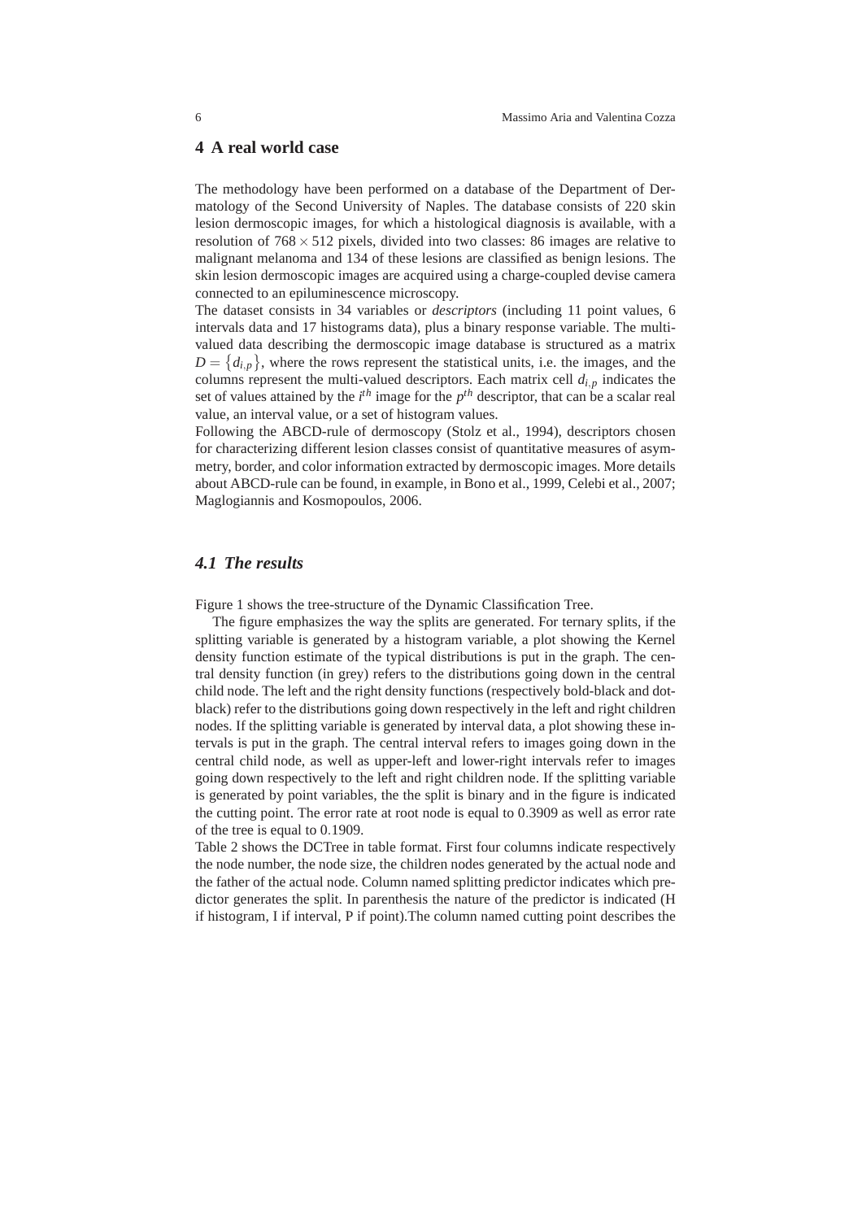## 4 A real world case

The methodology have been performed on a database of the Department of Dermatology of the Second University of Naples. The database consists of 220 skin lesion dermoscopic images, for which a histological diagnosis is available, with a resolution of $768 \times 512$ pixels, divided into two classes: 86 images are relative to malignant melanoma and 134 of these lesions are classified as benign lesions. The skin lesion dermoscopic images are acquired using a charge-coupled devise camera connected to an epiluminescence microscopy.

The dataset consists in 34 variables or *descriptors* (including 11 point values, 6 intervals data and 17 histograms data), plus a binary response variable. The multi-valued data describing the dermoscopic image database is structured as a matrix $D = \{d_{i,p}\}$, where the rows represent the statistical units, i.e. the images, and the columns represent the multi-valued descriptors. Each matrix cell $d_{i,p}$ indicates the set of values attained by the $i^{th}$ image for the $p^{th}$ descriptor, that can be a scalar real value, an interval value, or a set of histogram values.

Following the ABCD-rule of dermoscopy (Stolz et al., 1994), descriptors chosen for characterizing different lesion classes consist of quantitative measures of asymmetry, border, and color information extracted by dermoscopic images. More details about ABCD-rule can be found, in example, in Bono et al., 1999, Celebi et al., 2007; Maglogiannis and Kosmopoulos, 2006.

### *4.1 The results*

Figure 1 shows the tree-structure of the Dynamic Classification Tree.

The figure emphasizes the way the splits are generated. For ternary splits, if the splitting variable is generated by a histogram variable, a plot showing the Kernel density function estimate of the typical distributions is put in the graph. The central density function (in grey) refers to the distributions going down in the central child node. The left and the right density functions (respectively bold-black and dot-black) refer to the distributions going down respectively in the left and right children nodes. If the splitting variable is generated by interval data, a plot showing these intervals is put in the graph. The central interval refers to images going down in the central child node, as well as upper-left and lower-right intervals refer to images going down respectively to the left and right children node. If the splitting variable is generated by point variables, the the split is binary and in the figure is indicated the cutting point. The error rate at root node is equal to 0.3909 as well as error rate of the tree is equal to 0.1909.

Table 2 shows the DCTree in table format. First four columns indicate respectively the node number, the node size, the children nodes generated by the actual node and the father of the actual node. Column named splitting predictor indicates which predictor generates the split. In parenthesis the nature of the predictor is indicated (H if histogram, I if interval, P if point).The column named cutting point describes the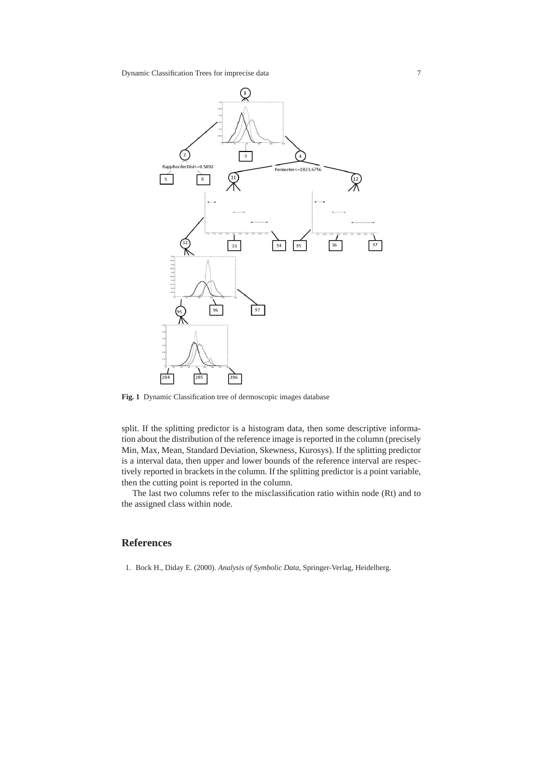**Fig. 1** Dynamic Classification tree of dermoscopic images database

split. If the splitting predictor is a histogram data, then some descriptive information about the distribution of the reference image is reported in the column (precisely Min, Max, Mean, Standard Deviation, Skewness, Kurosys). If the splitting predictor is a interval data, then upper and lower bounds of the reference interval are respectively reported in brackets in the column. If the splitting predictor is a point variable, then the cutting point is reported in the column.

The last two columns refer to the misclassification ratio within node (Rt) and to the assigned class within node.

## References

1. Bock H., Diday E. (2000). *Analysis of Symbolic Data*, Springer-Verlag, Heidelberg.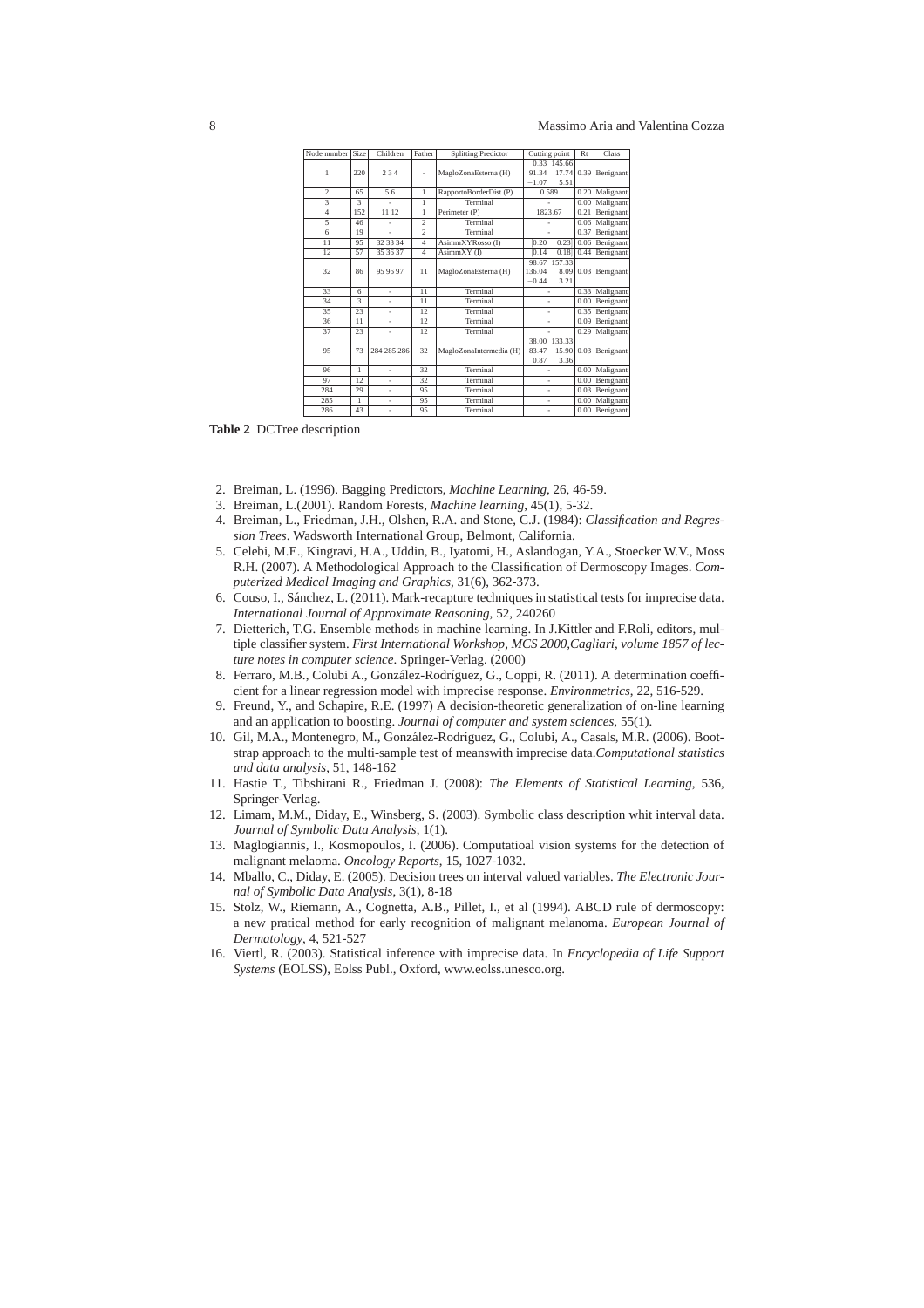| Node number | Size | Children | Father | Splitting Predictor | Cutting point | Rt | Class |
|---|---|---|---|---|---|---|---|
| 1 | 220 | 2 3 4 | - | MagloZonaEsterna (H) | 0.33 145.66<br>91.34 17.74<br>−1.07 5.51 | 0.39 | Benignant |
| 2 | 65 | 5 6 | 1 | RapportoBorderDist (P) | 0.589 | 0.20 | Malignant |
| 3 | 3 | - | 1 | Terminal | - | 0.00 | Malignant |
| 4 | 152 | 11 12 | 1 | Perimeter (P) | 1823.67 | 0.21 | Benignant |
| 5 | 46 | - | 2 | Terminal | - | 0.06 | Malignant |
| 6 | 19 | - | 2 | Terminal | - | 0.37 | Benignant |
| 11 | 95 | 32 33 34 | 4 | AsimmXYRosso (I) | [0.20 0.23] | 0.06 | Benignant |
| 12 | 57 | 35 36 37 | 4 | AsimmXY (I) | [0.14 0.18] | 0.44 | Benignant |
| 32 | 86 | 95 96 97 | 11 | MagloZonaEsterna (H) | 98.67 157.33<br>136.04 8.09<br>−0.44 3.21 | 0.03 | Benignant |
| 33 | 6 | - | 11 | Terminal | - | 0.33 | Malignant |
| 34 | 3 | - | 11 | Terminal | - | 0.00 | Benignant |
| 35 | 23 | - | 12 | Terminal | - | 0.35 | Benignant |
| 36 | 11 | - | 12 | Terminal | - | 0.09 | Benignant |
| 37 | 23 | - | 12 | Terminal | - | 0.29 | Malignant |
| 95 | 73 | 284 285 286 | 32 | MagloZonaIntermedia (H) | 38.00 133.33<br>83.47 15.90<br>0.87 3.36 | 0.03 | Benignant |
| 96 | 1 | - | 32 | Terminal | - | 0.00 | Malignant |
| 97 | 12 | - | 32 | Terminal | - | 0.00 | Benignant |
| 284 | 29 | - | 95 | Terminal | - | 0.03 | Benignant |
| 285 | 1 | - | 95 | Terminal | - | 0.00 | Malignant |
| 286 | 43 | - | 95 | Terminal | - | 0.00 | Benignant |

**Table 2** DCTree description

2. Breiman, L. (1996). Bagging Predictors, *Machine Learning*, 26, 46-59.
3. Breiman, L.(2001). Random Forests, *Machine learning*, 45(1), 5-32.
4. Breiman, L., Friedman, J.H., Olshen, R.A. and Stone, C.J. (1984): *Classification and Regression Trees*. Wadsworth International Group, Belmont, California.
5. Celebi, M.E., Kingravi, H.A., Uddin, B., Iyatomi, H., Aslandogan, Y.A., Stoecker W.V., Moss R.H. (2007). A Methodological Approach to the Classification of Dermoscopy Images. *Computerized Medical Imaging and Graphics*, 31(6), 362-373.
6. Couso, I., Sánchez, L. (2011). Mark-recapture techniques in statistical tests for imprecise data. *International Journal of Approximate Reasoning*, 52, 240260
7. Dietterich, T.G. Ensemble methods in machine learning. In J.Kittler and F.Roli, editors, multiple classifier system. *First International Workshop, MCS 2000,Cagliari, volume 1857 of lecture notes in computer science*. Springer-Verlag. (2000)
8. Ferraro, M.B., Colubi A., González-Rodríguez, G., Coppi, R. (2011). A determination coefficient for a linear regression model with imprecise response. *Environmetrics*, 22, 516-529.
9. Freund, Y., and Schapire, R.E. (1997) A decision-theoretic generalization of on-line learning and an application to boosting. *Journal of computer and system sciences*, 55(1).
10. Gil, M.A., Montenegro, M., González-Rodríguez, G., Colubi, A., Casals, M.R. (2006). Bootstrap approach to the multi-sample test of meanswith imprecise data.*Computational statistics and data analysis*, 51, 148-162
11. Hastie T., Tibshirani R., Friedman J. (2008): *The Elements of Statistical Learning*, 536, Springer-Verlag.
12. Limam, M.M., Diday, E., Winsberg, S. (2003). Symbolic class description whit interval data. *Journal of Symbolic Data Analysis*, 1(1).
13. Maglogiannis, I., Kosmopoulos, I. (2006). Computatioal vision systems for the detection of malignant melaoma. *Oncology Reports*, 15, 1027-1032.
14. Mballo, C., Diday, E. (2005). Decision trees on interval valued variables. *The Electronic Journal of Symbolic Data Analysis*, 3(1), 8-18
15. Stolz, W., Riemann, A., Cognetta, A.B., Pillet, I., et al (1994). ABCD rule of dermoscopy: a new pratical method for early recognition of malignant melanoma. *European Journal of Dermatology*, 4, 521-527
16. Viertl, R. (2003). Statistical inference with imprecise data. In *Encyclopedia of Life Support Systems* (EOLSS), Eolss Publ., Oxford, www.eolss.unesco.org.